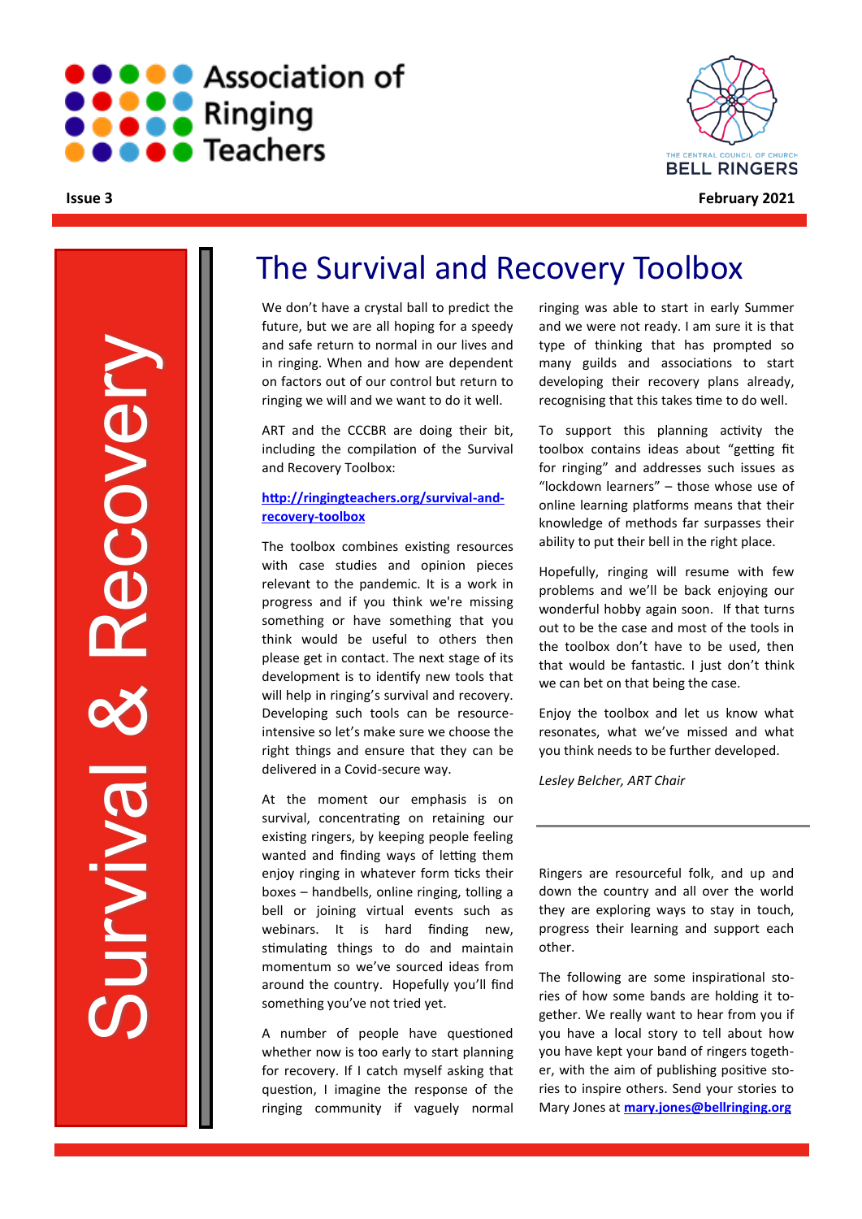Association of Ringing Teachers

THE CENTRAL COUNCIL OF CHURCH BELL RINGERS

**Issue 3** **February 2021**

Survival & Recovery

# The Survival and Recovery Toolbox

We don't have a crystal ball to predict the future, but we are all hoping for a speedy and safe return to normal in our lives and in ringing. When and how are dependent on factors out of our control but return to ringing we will and we want to do it well.

ART and the CCCBR are doing their bit, including the compilation of the Survival and Recovery Toolbox:

**http://ringingteachers.org/survival-and-recovery-toolbox**

The toolbox combines existing resources with case studies and opinion pieces relevant to the pandemic. It is a work in progress and if you think we're missing something or have something that you think would be useful to others then please get in contact. The next stage of its development is to identify new tools that will help in ringing's survival and recovery. Developing such tools can be resource-intensive so let's make sure we choose the right things and ensure that they can be delivered in a Covid-secure way.

At the moment our emphasis is on survival, concentrating on retaining our existing ringers, by keeping people feeling wanted and finding ways of letting them enjoy ringing in whatever form ticks their boxes – handbells, online ringing, tolling a bell or joining virtual events such as webinars. It is hard finding new, stimulating things to do and maintain momentum so we've sourced ideas from around the country. Hopefully you'll find something you've not tried yet.

A number of people have questioned whether now is too early to start planning for recovery. If I catch myself asking that question, I imagine the response of the ringing community if vaguely normal ringing was able to start in early Summer and we were not ready. I am sure it is that type of thinking that has prompted so many guilds and associations to start developing their recovery plans already, recognising that this takes time to do well.

To support this planning activity the toolbox contains ideas about "getting fit for ringing" and addresses such issues as "lockdown learners" – those whose use of online learning platforms means that their knowledge of methods far surpasses their ability to put their bell in the right place.

Hopefully, ringing will resume with few problems and we'll be back enjoying our wonderful hobby again soon. If that turns out to be the case and most of the tools in the toolbox don't have to be used, then that would be fantastic. I just don't think we can bet on that being the case.

Enjoy the toolbox and let us know what resonates, what we've missed and what you think needs to be further developed.

*Lesley Belcher, ART Chair*

---

Ringers are resourceful folk, and up and down the country and all over the world they are exploring ways to stay in touch, progress their learning and support each other.

The following are some inspirational stories of how some bands are holding it together. We really want to hear from you if you have a local story to tell about how you have kept your band of ringers together, with the aim of publishing positive stories to inspire others. Send your stories to Mary Jones at **mary.jones@bellringing.org**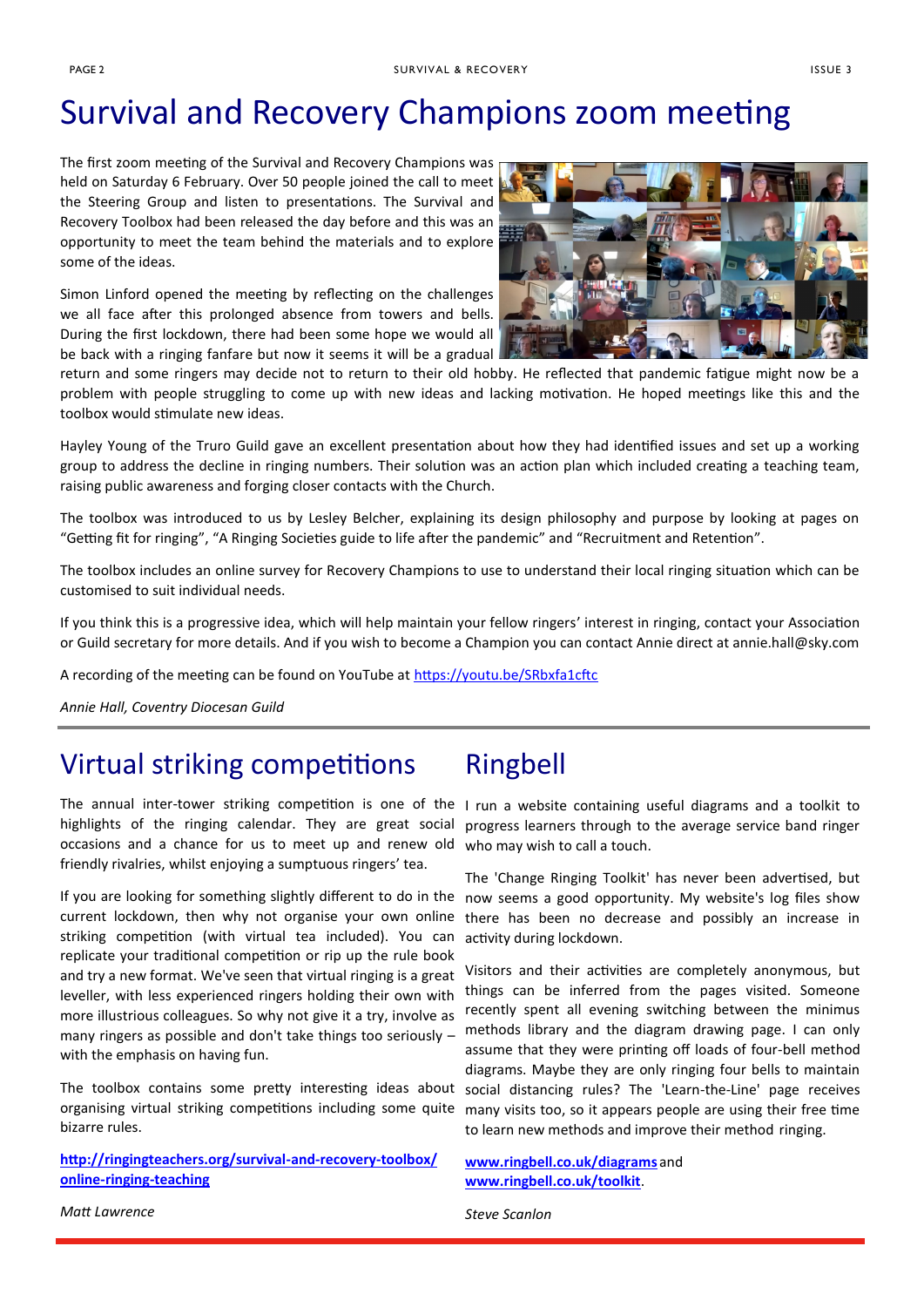# Survival and Recovery Champions zoom meeting

The first zoom meeting of the Survival and Recovery Champions was held on Saturday 6 February. Over 50 people joined the call to meet the Steering Group and listen to presentations. The Survival and Recovery Toolbox had been released the day before and this was an opportunity to meet the team behind the materials and to explore some of the ideas.

Simon Linford opened the meeting by reflecting on the challenges we all face after this prolonged absence from towers and bells. During the first lockdown, there had been some hope we would all be back with a ringing fanfare but now it seems it will be a gradual return and some ringers may decide not to return to their old hobby. He reflected that pandemic fatigue might now be a problem with people struggling to come up with new ideas and lacking motivation. He hoped meetings like this and the toolbox would stimulate new ideas.

Hayley Young of the Truro Guild gave an excellent presentation about how they had identified issues and set up a working group to address the decline in ringing numbers. Their solution was an action plan which included creating a teaching team, raising public awareness and forging closer contacts with the Church.

The toolbox was introduced to us by Lesley Belcher, explaining its design philosophy and purpose by looking at pages on "Getting fit for ringing", "A Ringing Societies guide to life after the pandemic" and "Recruitment and Retention".

The toolbox includes an online survey for Recovery Champions to use to understand their local ringing situation which can be customised to suit individual needs.

If you think this is a progressive idea, which will help maintain your fellow ringers' interest in ringing, contact your Association or Guild secretary for more details. And if you wish to become a Champion you can contact Annie direct at annie.hall@sky.com

A recording of the meeting can be found on YouTube at https://youtu.be/SRbxfa1cftc

*Annie Hall, Coventry Diocesan Guild*

# Virtual striking competitions

The annual inter-tower striking competition is one of the highlights of the ringing calendar. They are great social occasions and a chance for us to meet up and renew old friendly rivalries, whilst enjoying a sumptuous ringers' tea.

If you are looking for something slightly different to do in the current lockdown, then why not organise your own online striking competition (with virtual tea included). You can replicate your traditional competition or rip up the rule book and try a new format. We've seen that virtual ringing is a great leveller, with less experienced ringers holding their own with more illustrious colleagues. So why not give it a try, involve as many ringers as possible and don't take things too seriously – with the emphasis on having fun.

The toolbox contains some pretty interesting ideas about organising virtual striking competitions including some quite bizarre rules.

**http://ringingteachers.org/survival-and-recovery-toolbox/online-ringing-teaching**

*Matt Lawrence*

# Ringbell

I run a website containing useful diagrams and a toolkit to progress learners through to the average service band ringer who may wish to call a touch.

The 'Change Ringing Toolkit' has never been advertised, but now seems a good opportunity. My website's log files show there has been no decrease and possibly an increase in activity during lockdown.

Visitors and their activities are completely anonymous, but things can be inferred from the pages visited. Someone recently spent all evening switching between the minimus methods library and the diagram drawing page. I can only assume that they were printing off loads of four-bell method diagrams. Maybe they are only ringing four bells to maintain social distancing rules? The 'Learn-the-Line' page receives many visits too, so it appears people are using their free time to learn new methods and improve their method ringing.

**www.ringbell.co.uk/diagrams** and **www.ringbell.co.uk/toolkit**.

*Steve Scanlon*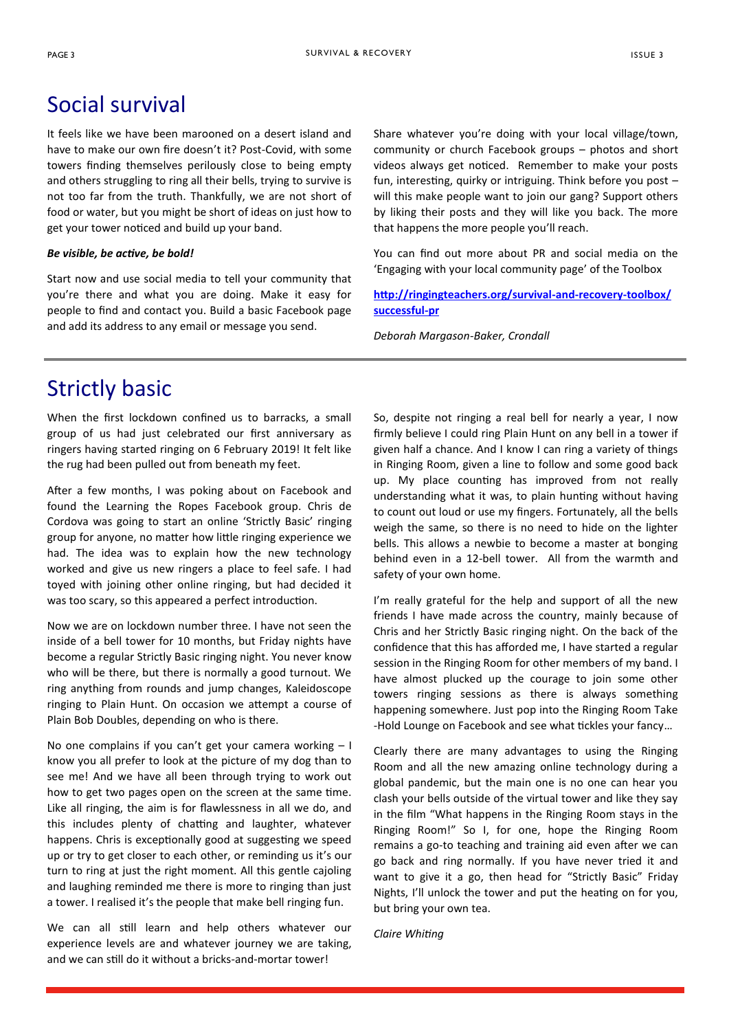## Social survival

It feels like we have been marooned on a desert island and have to make our own fire doesn't it? Post-Covid, with some towers finding themselves perilously close to being empty and others struggling to ring all their bells, trying to survive is not too far from the truth. Thankfully, we are not short of food or water, but you might be short of ideas on just how to get your tower noticed and build up your band.

***Be visible, be active, be bold!***

Start now and use social media to tell your community that you're there and what you are doing. Make it easy for people to find and contact you. Build a basic Facebook page and add its address to any email or message you send.

Share whatever you're doing with your local village/town, community or church Facebook groups – photos and short videos always get noticed. Remember to make your posts fun, interesting, quirky or intriguing. Think before you post – will this make people want to join our gang? Support others by liking their posts and they will like you back. The more that happens the more people you'll reach.

You can find out more about PR and social media on the 'Engaging with your local community page' of the Toolbox

**http://ringingteachers.org/survival-and-recovery-toolbox/successful-pr**

*Deborah Margason-Baker, Crondall*

## Strictly basic

When the first lockdown confined us to barracks, a small group of us had just celebrated our first anniversary as ringers having started ringing on 6 February 2019! It felt like the rug had been pulled out from beneath my feet.

After a few months, I was poking about on Facebook and found the Learning the Ropes Facebook group. Chris de Cordova was going to start an online 'Strictly Basic' ringing group for anyone, no matter how little ringing experience we had. The idea was to explain how the new technology worked and give us new ringers a place to feel safe. I had toyed with joining other online ringing, but had decided it was too scary, so this appeared a perfect introduction.

Now we are on lockdown number three. I have not seen the inside of a bell tower for 10 months, but Friday nights have become a regular Strictly Basic ringing night. You never know who will be there, but there is normally a good turnout. We ring anything from rounds and jump changes, Kaleidoscope ringing to Plain Hunt. On occasion we attempt a course of Plain Bob Doubles, depending on who is there.

No one complains if you can't get your camera working – I know you all prefer to look at the picture of my dog than to see me! And we have all been through trying to work out how to get two pages open on the screen at the same time. Like all ringing, the aim is for flawlessness in all we do, and this includes plenty of chatting and laughter, whatever happens. Chris is exceptionally good at suggesting we speed up or try to get closer to each other, or reminding us it's our turn to ring at just the right moment. All this gentle cajoling and laughing reminded me there is more to ringing than just a tower. I realised it's the people that make bell ringing fun.

We can all still learn and help others whatever our experience levels are and whatever journey we are taking, and we can still do it without a bricks-and-mortar tower!

So, despite not ringing a real bell for nearly a year, I now firmly believe I could ring Plain Hunt on any bell in a tower if given half a chance. And I know I can ring a variety of things in Ringing Room, given a line to follow and some good back up. My place counting has improved from not really understanding what it was, to plain hunting without having to count out loud or use my fingers. Fortunately, all the bells weigh the same, so there is no need to hide on the lighter bells. This allows a newbie to become a master at bonging behind even in a 12-bell tower. All from the warmth and safety of your own home.

I'm really grateful for the help and support of all the new friends I have made across the country, mainly because of Chris and her Strictly Basic ringing night. On the back of the confidence that this has afforded me, I have started a regular session in the Ringing Room for other members of my band. I have almost plucked up the courage to join some other towers ringing sessions as there is always something happening somewhere. Just pop into the Ringing Room Take-Hold Lounge on Facebook and see what tickles your fancy…

Clearly there are many advantages to using the Ringing Room and all the new amazing online technology during a global pandemic, but the main one is no one can hear you clash your bells outside of the virtual tower and like they say in the film "What happens in the Ringing Room stays in the Ringing Room!" So I, for one, hope the Ringing Room remains a go-to teaching and training aid even after we can go back and ring normally. If you have never tried it and want to give it a go, then head for "Strictly Basic" Friday Nights, I'll unlock the tower and put the heating on for you, but bring your own tea.

*Claire Whiting*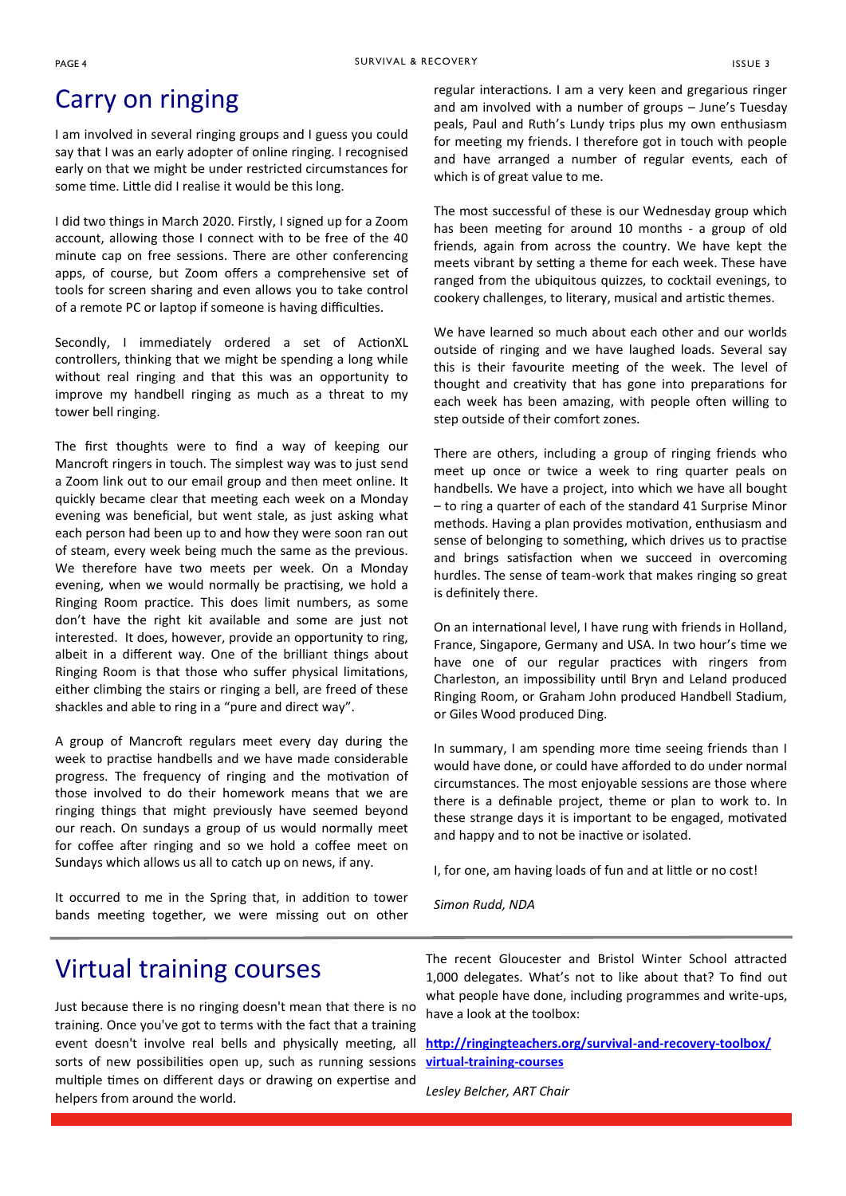# Carry on ringing

I am involved in several ringing groups and I guess you could say that I was an early adopter of online ringing. I recognised early on that we might be under restricted circumstances for some time. Little did I realise it would be this long.

I did two things in March 2020. Firstly, I signed up for a Zoom account, allowing those I connect with to be free of the 40 minute cap on free sessions. There are other conferencing apps, of course, but Zoom offers a comprehensive set of tools for screen sharing and even allows you to take control of a remote PC or laptop if someone is having difficulties.

Secondly, I immediately ordered a set of ActionXL controllers, thinking that we might be spending a long while without real ringing and that this was an opportunity to improve my handbell ringing as much as a threat to my tower bell ringing.

The first thoughts were to find a way of keeping our Mancroft ringers in touch. The simplest way was to just send a Zoom link out to our email group and then meet online. It quickly became clear that meeting each week on a Monday evening was beneficial, but went stale, as just asking what each person had been up to and how they were soon ran out of steam, every week being much the same as the previous. We therefore have two meets per week. On a Monday evening, when we would normally be practising, we hold a Ringing Room practice. This does limit numbers, as some don't have the right kit available and some are just not interested. It does, however, provide an opportunity to ring, albeit in a different way. One of the brilliant things about Ringing Room is that those who suffer physical limitations, either climbing the stairs or ringing a bell, are freed of these shackles and able to ring in a "pure and direct way".

A group of Mancroft regulars meet every day during the week to practise handbells and we have made considerable progress. The frequency of ringing and the motivation of those involved to do their homework means that we are ringing things that might previously have seemed beyond our reach. On sundays a group of us would normally meet for coffee after ringing and so we hold a coffee meet on Sundays which allows us all to catch up on news, if any.

It occurred to me in the Spring that, in addition to tower bands meeting together, we were missing out on other regular interactions. I am a very keen and gregarious ringer and am involved with a number of groups – June's Tuesday peals, Paul and Ruth's Lundy trips plus my own enthusiasm for meeting my friends. I therefore got in touch with people and have arranged a number of regular events, each of which is of great value to me.

The most successful of these is our Wednesday group which has been meeting for around 10 months - a group of old friends, again from across the country. We have kept the meets vibrant by setting a theme for each week. These have ranged from the ubiquitous quizzes, to cocktail evenings, to cookery challenges, to literary, musical and artistic themes.

We have learned so much about each other and our worlds outside of ringing and we have laughed loads. Several say this is their favourite meeting of the week. The level of thought and creativity that has gone into preparations for each week has been amazing, with people often willing to step outside of their comfort zones.

There are others, including a group of ringing friends who meet up once or twice a week to ring quarter peals on handbells. We have a project, into which we have all bought – to ring a quarter of each of the standard 41 Surprise Minor methods. Having a plan provides motivation, enthusiasm and sense of belonging to something, which drives us to practise and brings satisfaction when we succeed in overcoming hurdles. The sense of team-work that makes ringing so great is definitely there.

On an international level, I have rung with friends in Holland, France, Singapore, Germany and USA. In two hour's time we have one of our regular practices with ringers from Charleston, an impossibility until Bryn and Leland produced Ringing Room, or Graham John produced Handbell Stadium, or Giles Wood produced Ding.

In summary, I am spending more time seeing friends than I would have done, or could have afforded to do under normal circumstances. The most enjoyable sessions are those where there is a definable project, theme or plan to work to. In these strange days it is important to be engaged, motivated and happy and to not be inactive or isolated.

I, for one, am having loads of fun and at little or no cost!

*Simon Rudd, NDA*

# Virtual training courses

Just because there is no ringing doesn't mean that there is no training. Once you've got to terms with the fact that a training event doesn't involve real bells and physically meeting, all sorts of new possibilities open up, such as running sessions multiple times on different days or drawing on expertise and helpers from around the world.

The recent Gloucester and Bristol Winter School attracted 1,000 delegates. What's not to like about that? To find out what people have done, including programmes and write-ups, have a look at the toolbox:

**http://ringingteachers.org/survival-and-recovery-toolbox/virtual-training-courses**

*Lesley Belcher, ART Chair*